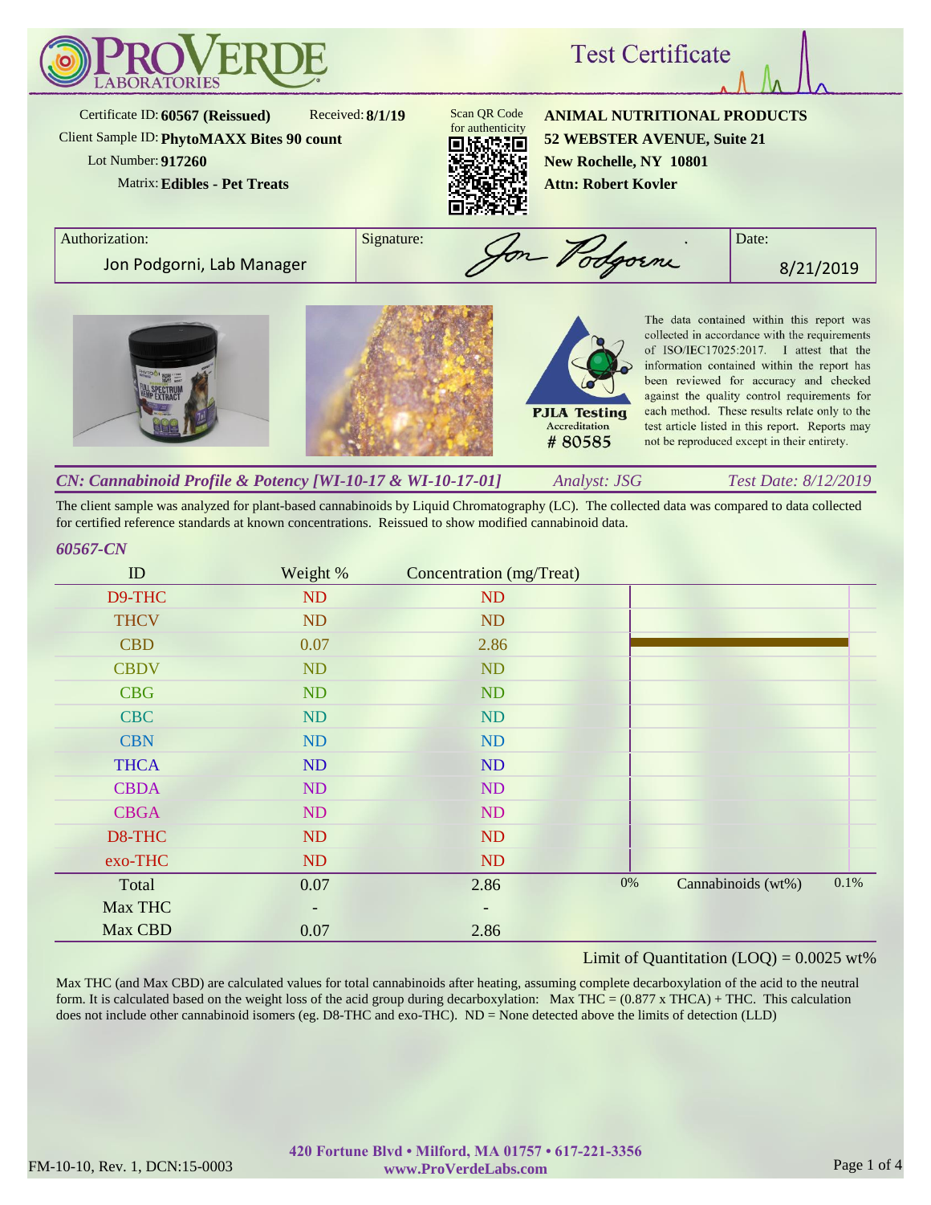# ProVerde Laboratories

## Test Certificate

Certificate ID: **60567 (Reissued)**  Received: **8/1/19**
Client Sample ID: **PhytoMAXX Bites 90 count**
Lot Number: **917260**
Matrix: **Edibles - Pet Treats**

Scan QR Code for authenticity

**ANIMAL NUTRITIONAL PRODUCTS**
**52 WEBSTER AVENUE, Suite 21**
**New Rochelle, NY 10801**
**Attn: Robert Kovler**

| Authorization: | Signature: | Date: |
|---|---|---|
| Jon Podgorni, Lab Manager | Jon Podgorni | 8/21/2019 |

PJLA Testing Accreditation # 80585

The data contained within this report was collected in accordance with the requirements of ISO/IEC17025:2017. I attest that the information contained within the report has been reviewed for accuracy and checked against the quality control requirements for each method. These results relate only to the test article listed in this report. Reports may not be reproduced except in their entirety.

### *CN: Cannabinoid Profile & Potency [WI-10-17 & WI-10-17-01]*   *Analyst: JSG*   *Test Date: 8/12/2019*

The client sample was analyzed for plant-based cannabinoids by Liquid Chromatography (LC). The collected data was compared to data collected for certified reference standards at known concentrations. Reissued to show modified cannabinoid data.

*60567-CN*

| ID | Weight % | Concentration (mg/Treat) |
|---|---|---|
| D9-THC | ND | ND |
| THCV | ND | ND |
| CBD | 0.07 | 2.86 |
| CBDV | ND | ND |
| CBG | ND | ND |
| CBC | ND | ND |
| CBN | ND | ND |
| THCA | ND | ND |
| CBDA | ND | ND |
| CBGA | ND | ND |
| D8-THC | ND | ND |
| exo-THC | ND | ND |
| Total | 0.07 | 2.86 |
| Max THC | - | - |
| Max CBD | 0.07 | 2.86 |

Cannabinoids (wt%): 0% – 0.1%

Limit of Quantitation (LOQ) = 0.0025 wt%

Max THC (and Max CBD) are calculated values for total cannabinoids after heating, assuming complete decarboxylation of the acid to the neutral form. It is calculated based on the weight loss of the acid group during decarboxylation: Max THC = (0.877 x THCA) + THC. This calculation does not include other cannabinoid isomers (eg. D8-THC and exo-THC). ND = None detected above the limits of detection (LLD)

420 Fortune Blvd • Milford, MA 01757 • 617-221-3356
www.ProVerdeLabs.com

FM-10-10, Rev. 1, DCN:15-0003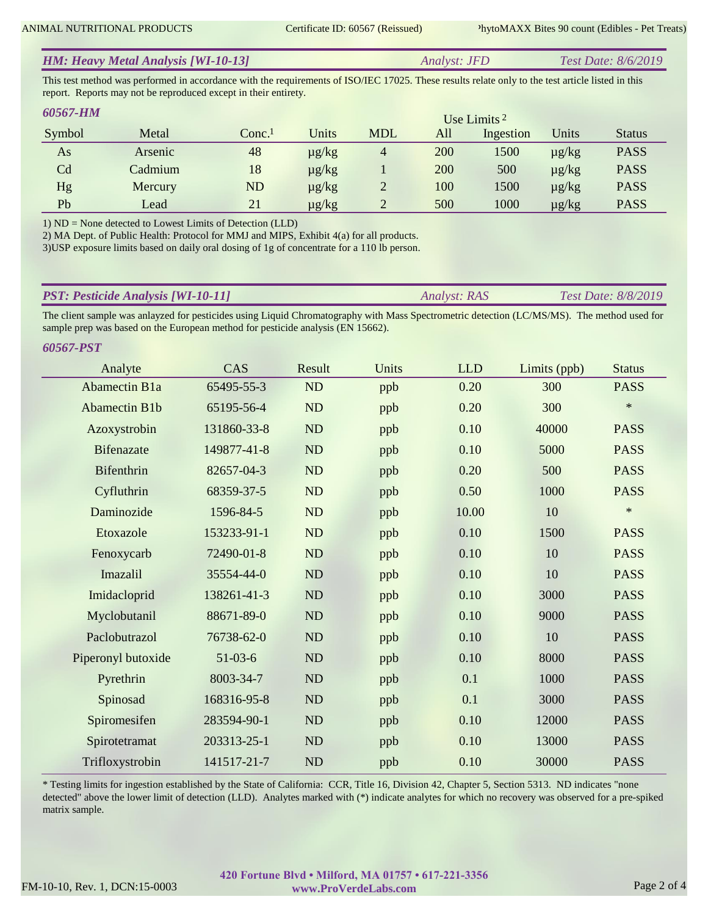## *HM: Heavy Metal Analysis [WI-10-13]* *Analyst: JFD* *Test Date: 8/6/2019*

This test method was performed in accordance with the requirements of ISO/IEC 17025. These results relate only to the test article listed in this report. Reports may not be reproduced except in their entirety.

***60567-HM***

| Symbol | Metal | Conc.[1] | Units | MDL | Use Limits [2] | | Units | Status |
|---|---|---|---|---|---|---|---|---|
| | | | | | All | Ingestion | | |
| As | Arsenic | 48 | µg/kg | 4 | 200 | 1500 | µg/kg | PASS |
| Cd | Cadmium | 18 | µg/kg | 1 | 200 | 500 | µg/kg | PASS |
| Hg | Mercury | ND | µg/kg | 2 | 100 | 1500 | µg/kg | PASS |
| Pb | Lead | 21 | µg/kg | 2 | 500 | 1000 | µg/kg | PASS |

1) ND = None detected to Lowest Limits of Detection (LLD)
2) MA Dept. of Public Health: Protocol for MMJ and MIPS, Exhibit 4(a) for all products.
3)USP exposure limits based on daily oral dosing of 1g of concentrate for a 110 lb person.

## *PST: Pesticide Analysis [WI-10-11]* *Analyst: RAS* *Test Date: 8/8/2019*

The client sample was anlayzed for pesticides using Liquid Chromatography with Mass Spectrometric detection (LC/MS/MS). The method used for sample prep was based on the European method for pesticide analysis (EN 15662).

***60567-PST***

| Analyte | CAS | Result | Units | LLD | Limits (ppb) | Status |
|---|---|---|---|---|---|---|
| Abamectin B1a | 65495-55-3 | ND | ppb | 0.20 | 300 | PASS |
| Abamectin B1b | 65195-56-4 | ND | ppb | 0.20 | 300 | * |
| Azoxystrobin | 131860-33-8 | ND | ppb | 0.10 | 40000 | PASS |
| Bifenazate | 149877-41-8 | ND | ppb | 0.10 | 5000 | PASS |
| Bifenthrin | 82657-04-3 | ND | ppb | 0.20 | 500 | PASS |
| Cyfluthrin | 68359-37-5 | ND | ppb | 0.50 | 1000 | PASS |
| Daminozide | 1596-84-5 | ND | ppb | 10.00 | 10 | * |
| Etoxazole | 153233-91-1 | ND | ppb | 0.10 | 1500 | PASS |
| Fenoxycarb | 72490-01-8 | ND | ppb | 0.10 | 10 | PASS |
| Imazalil | 35554-44-0 | ND | ppb | 0.10 | 10 | PASS |
| Imidacloprid | 138261-41-3 | ND | ppb | 0.10 | 3000 | PASS |
| Myclobutanil | 88671-89-0 | ND | ppb | 0.10 | 9000 | PASS |
| Paclobutrazol | 76738-62-0 | ND | ppb | 0.10 | 10 | PASS |
| Piperonyl butoxide | 51-03-6 | ND | ppb | 0.10 | 8000 | PASS |
| Pyrethrin | 8003-34-7 | ND | ppb | 0.1 | 1000 | PASS |
| Spinosad | 168316-95-8 | ND | ppb | 0.1 | 3000 | PASS |
| Spiromesifen | 283594-90-1 | ND | ppb | 0.10 | 12000 | PASS |
| Spirotetramat | 203313-25-1 | ND | ppb | 0.10 | 13000 | PASS |
| Trifloxystrobin | 141517-21-7 | ND | ppb | 0.10 | 30000 | PASS |

* Testing limits for ingestion established by the State of California: CCR, Title 16, Division 42, Chapter 5, Section 5313. ND indicates "none detected" above the lower limit of detection (LLD). Analytes marked with (*) indicate analytes for which no recovery was observed for a pre-spiked matrix sample.

**420 Fortune Blvd • Milford, MA 01757 • 617-221-3356**
**www.ProVerdeLabs.com**

FM-10-10, Rev. 1, DCN:15-0003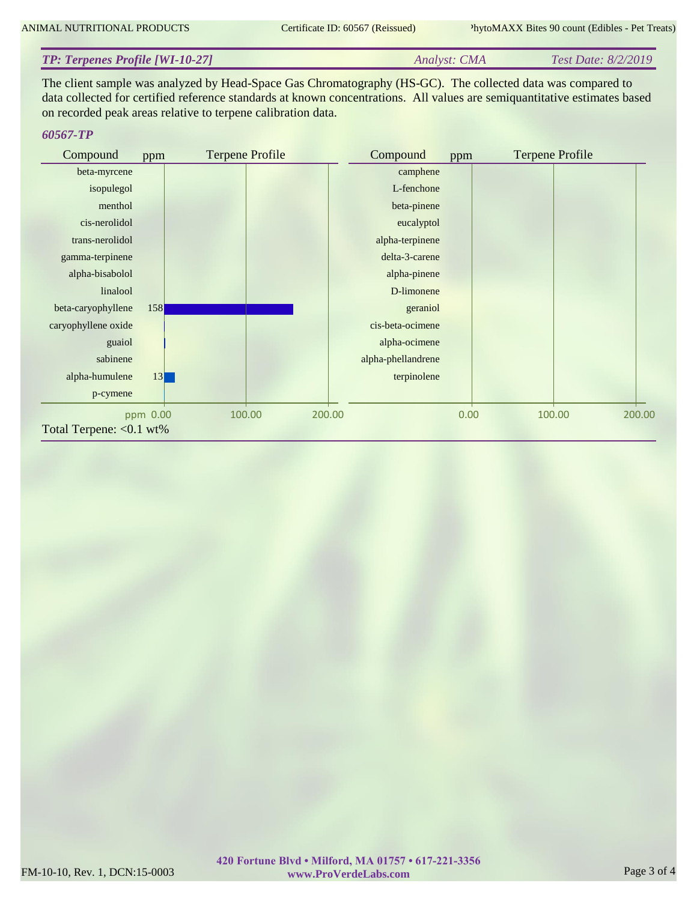## TP: Terpenes Profile [WI-10-27]

*Analyst: CMA* | *Test Date: 8/2/2019*

The client sample was analyzed by Head-Space Gas Chromatography (HS-GC). The collected data was compared to data collected for certified reference standards at known concentrations. All values are semiquantitative estimates based on recorded peak areas relative to terpene calibration data.

### 60567-TP

| Compound | ppm |
|---|---|
| beta-myrcene | |
| isopulegol | |
| menthol | |
| cis-nerolidol | |
| trans-nerolidol | |
| gamma-terpinene | |
| alpha-bisabolol | |
| linalool | |
| beta-caryophyllene | 158 |
| caryophyllene oxide | |
| guaiol | |
| sabinene | |
| alpha-humulene | 13 |
| p-cymene | |
| camphene | |
| L-fenchone | |
| beta-pinene | |
| eucalyptol | |
| alpha-terpinene | |
| delta-3-carene | |
| alpha-pinene | |
| D-limonene | |
| geraniol | |
| cis-beta-ocimene | |
| alpha-ocimene | |
| alpha-phellandrene | |
| terpinolene | |

Total Terpene: <0.1 wt%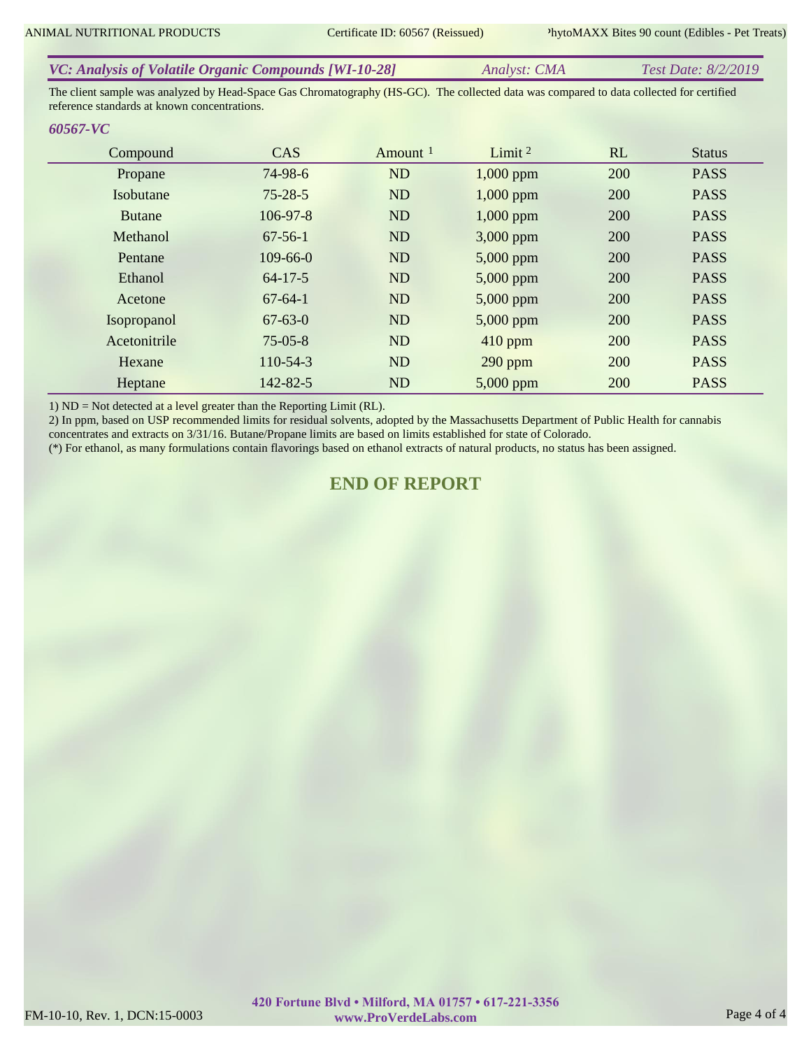**VC: Analysis of Volatile Organic Compounds [WI-10-28]** *Analyst: CMA* *Test Date: 8/2/2019*

The client sample was analyzed by Head-Space Gas Chromatography (HS-GC). The collected data was compared to data collected for certified reference standards at known concentrations.

***60567-VC***

| Compound | CAS | Amount [1] | Limit [2] | RL | Status |
|---|---|---|---|---|---|
| Propane | 74-98-6 | ND | 1,000 ppm | 200 | PASS |
| Isobutane | 75-28-5 | ND | 1,000 ppm | 200 | PASS |
| Butane | 106-97-8 | ND | 1,000 ppm | 200 | PASS |
| Methanol | 67-56-1 | ND | 3,000 ppm | 200 | PASS |
| Pentane | 109-66-0 | ND | 5,000 ppm | 200 | PASS |
| Ethanol | 64-17-5 | ND | 5,000 ppm | 200 | PASS |
| Acetone | 67-64-1 | ND | 5,000 ppm | 200 | PASS |
| Isopropanol | 67-63-0 | ND | 5,000 ppm | 200 | PASS |
| Acetonitrile | 75-05-8 | ND | 410 ppm | 200 | PASS |
| Hexane | 110-54-3 | ND | 290 ppm | 200 | PASS |
| Heptane | 142-82-5 | ND | 5,000 ppm | 200 | PASS |

1) ND = Not detected at a level greater than the Reporting Limit (RL).
2) In ppm, based on USP recommended limits for residual solvents, adopted by the Massachusetts Department of Public Health for cannabis concentrates and extracts on 3/31/16. Butane/Propane limits are based on limits established for state of Colorado.
(*) For ethanol, as many formulations contain flavorings based on ethanol extracts of natural products, no status has been assigned.

## END OF REPORT

FM-10-10, Rev. 1, DCN:15-0003

**420 Fortune Blvd • Milford, MA 01757 • 617-221-3356**
**www.ProVerdeLabs.com**